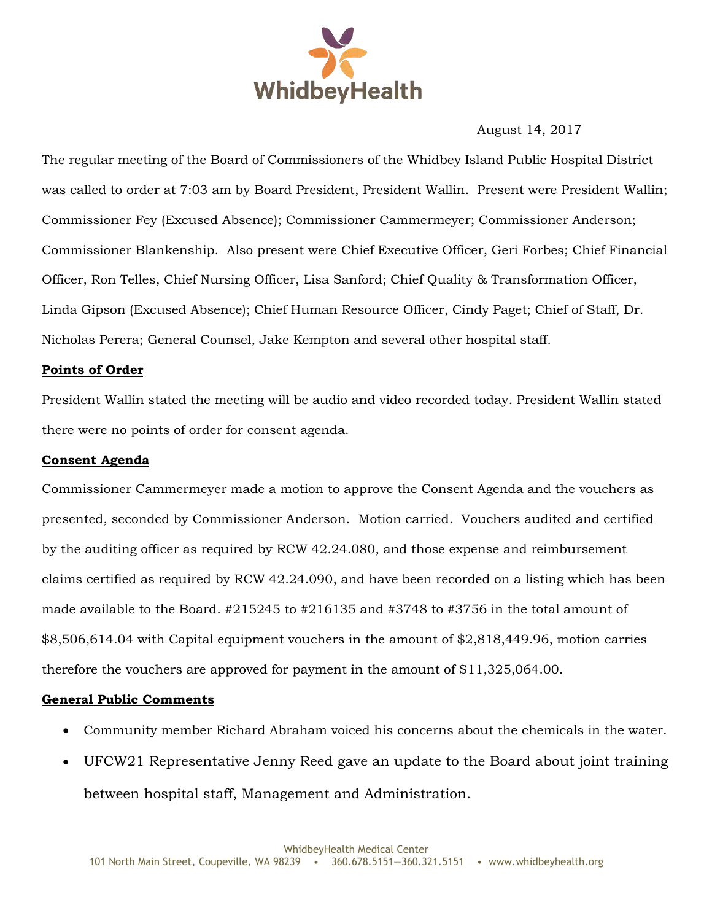WhidbeyHealth

August 14, 2017

The regular meeting of the Board of Commissioners of the Whidbey Island Public Hospital District was called to order at 7:03 am by Board President, President Wallin. Present were President Wallin; Commissioner Fey (Excused Absence); Commissioner Cammermeyer; Commissioner Anderson; Commissioner Blankenship. Also present were Chief Executive Officer, Geri Forbes; Chief Financial Officer, Ron Telles, Chief Nursing Officer, Lisa Sanford; Chief Quality & Transformation Officer, Linda Gipson (Excused Absence); Chief Human Resource Officer, Cindy Paget; Chief of Staff, Dr. Nicholas Perera; General Counsel, Jake Kempton and several other hospital staff.

**Points of Order**

President Wallin stated the meeting will be audio and video recorded today. President Wallin stated there were no points of order for consent agenda.

**Consent Agenda**

Commissioner Cammermeyer made a motion to approve the Consent Agenda and the vouchers as presented, seconded by Commissioner Anderson. Motion carried. Vouchers audited and certified by the auditing officer as required by RCW 42.24.080, and those expense and reimbursement claims certified as required by RCW 42.24.090, and have been recorded on a listing which has been made available to the Board. #215245 to #216135 and #3748 to #3756 in the total amount of $8,506,614.04 with Capital equipment vouchers in the amount of $2,818,449.96, motion carries therefore the vouchers are approved for payment in the amount of $11,325,064.00.

**General Public Comments**

- Community member Richard Abraham voiced his concerns about the chemicals in the water.
- UFCW21 Representative Jenny Reed gave an update to the Board about joint training between hospital staff, Management and Administration.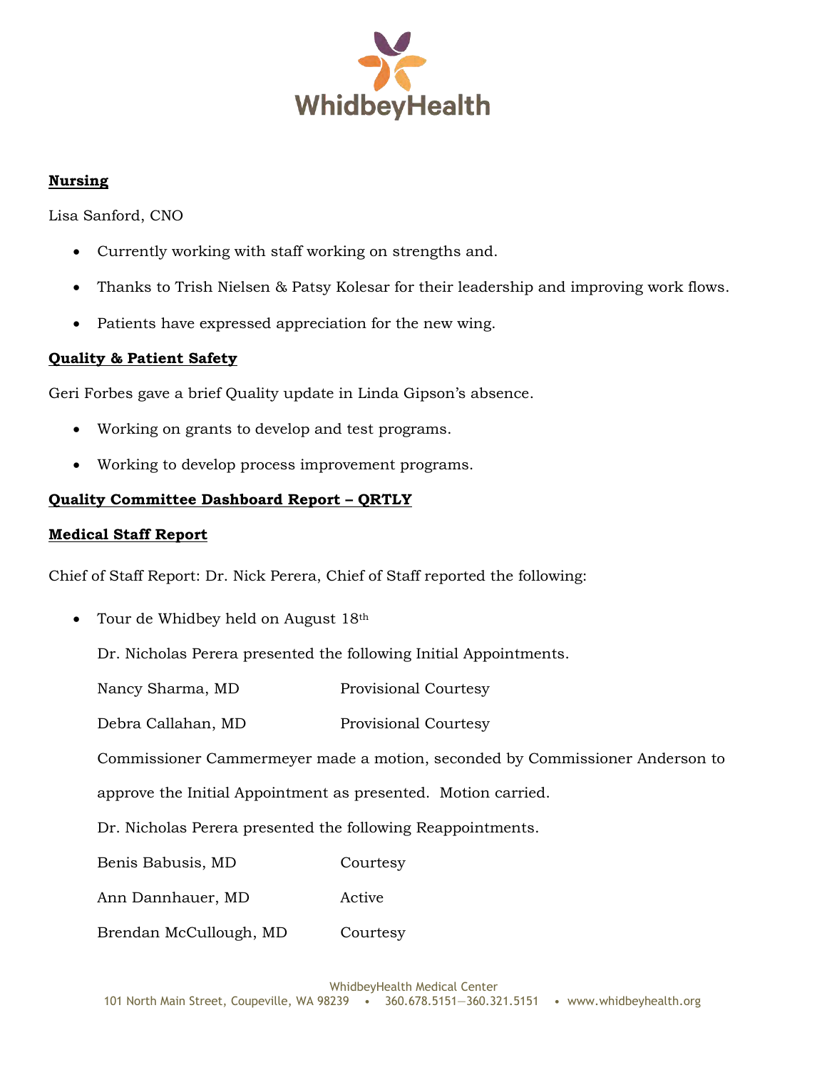## Nursing

Lisa Sanford, CNO

- Currently working with staff working on strengths and.
- Thanks to Trish Nielsen & Patsy Kolesar for their leadership and improving work flows.
- Patients have expressed appreciation for the new wing.

## Quality & Patient Safety

Geri Forbes gave a brief Quality update in Linda Gipson's absence.

- Working on grants to develop and test programs.
- Working to develop process improvement programs.

## Quality Committee Dashboard Report – QRTLY

## Medical Staff Report

Chief of Staff Report: Dr. Nick Perera, Chief of Staff reported the following:

- Tour de Whidbey held on August 18th

  Dr. Nicholas Perera presented the following Initial Appointments.

  | | |
  |---|---|
  | Nancy Sharma, MD | Provisional Courtesy |
  | Debra Callahan, MD | Provisional Courtesy |

  Commissioner Cammermeyer made a motion, seconded by Commissioner Anderson to approve the Initial Appointment as presented. Motion carried.

  Dr. Nicholas Perera presented the following Reappointments.

  | | |
  |---|---|
  | Benis Babusis, MD | Courtesy |
  | Ann Dannhauer, MD | Active |
  | Brendan McCullough, MD | Courtesy |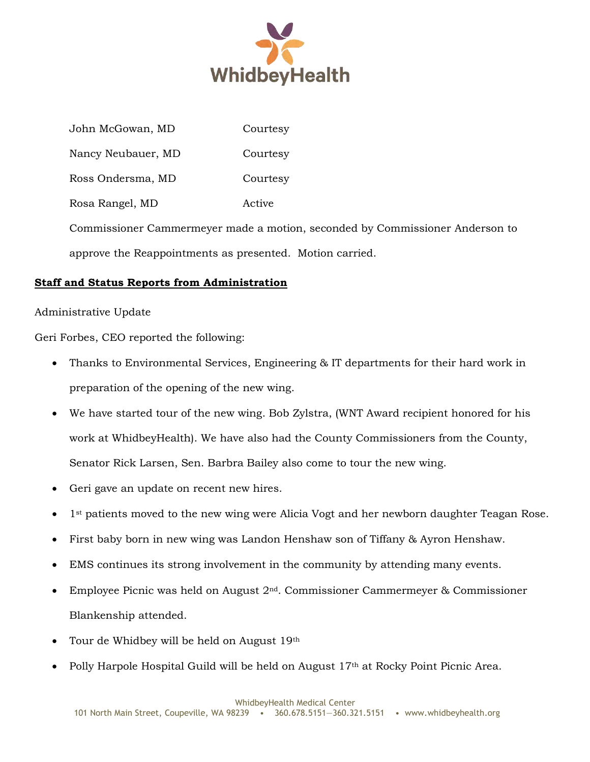| | |
|---|---|
| John McGowan, MD | Courtesy |
| Nancy Neubauer, MD | Courtesy |
| Ross Ondersma, MD | Courtesy |
| Rosa Rangel, MD | Active |

Commissioner Cammermeyer made a motion, seconded by Commissioner Anderson to approve the Reappointments as presented. Motion carried.

**Staff and Status Reports from Administration**

Administrative Update

Geri Forbes, CEO reported the following:

- Thanks to Environmental Services, Engineering & IT departments for their hard work in preparation of the opening of the new wing.
- We have started tour of the new wing. Bob Zylstra, (WNT Award recipient honored for his work at WhidbeyHealth). We have also had the County Commissioners from the County, Senator Rick Larsen, Sen. Barbra Bailey also come to tour the new wing.
- Geri gave an update on recent new hires.
- 1st patients moved to the new wing were Alicia Vogt and her newborn daughter Teagan Rose.
- First baby born in new wing was Landon Henshaw son of Tiffany & Ayron Henshaw.
- EMS continues its strong involvement in the community by attending many events.
- Employee Picnic was held on August 2nd. Commissioner Cammermeyer & Commissioner Blankenship attended.
- Tour de Whidbey will be held on August 19th
- Polly Harpole Hospital Guild will be held on August 17th at Rocky Point Picnic Area.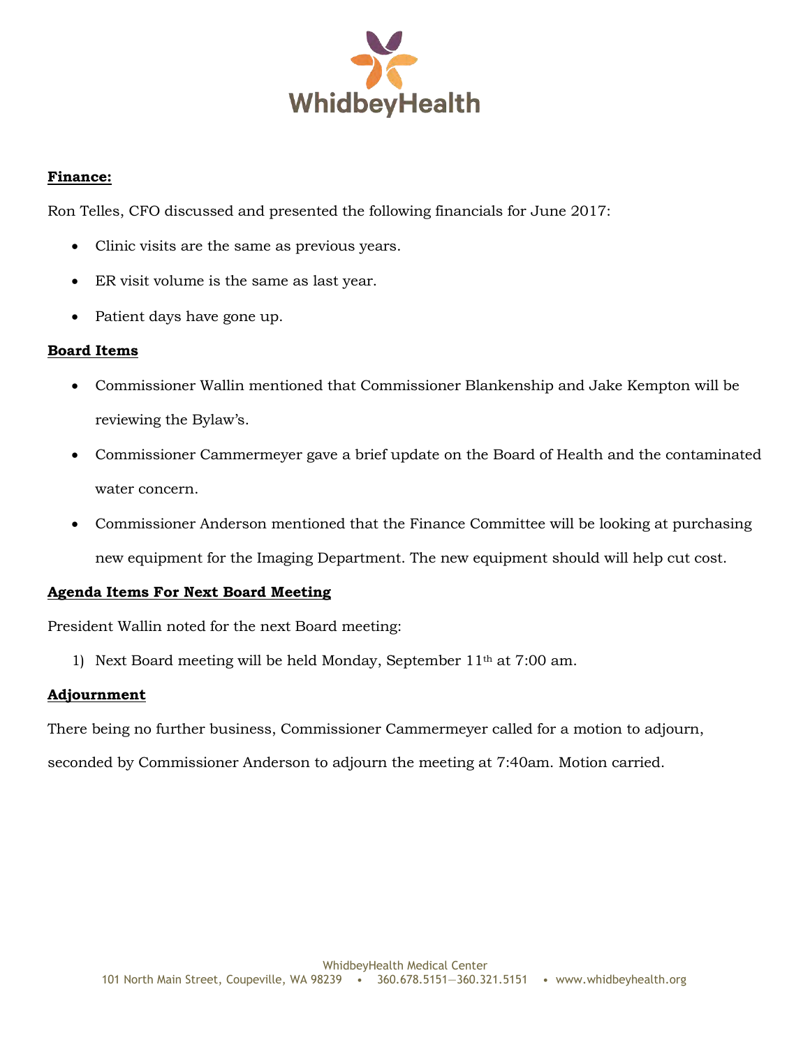**Finance:**

Ron Telles, CFO discussed and presented the following financials for June 2017:

- Clinic visits are the same as previous years.
- ER visit volume is the same as last year.
- Patient days have gone up.

**Board Items**

- Commissioner Wallin mentioned that Commissioner Blankenship and Jake Kempton will be reviewing the Bylaw's.
- Commissioner Cammermeyer gave a brief update on the Board of Health and the contaminated water concern.
- Commissioner Anderson mentioned that the Finance Committee will be looking at purchasing new equipment for the Imaging Department. The new equipment should will help cut cost.

**Agenda Items For Next Board Meeting**

President Wallin noted for the next Board meeting:

1) Next Board meeting will be held Monday, September 11th at 7:00 am.

**Adjournment**

There being no further business, Commissioner Cammermeyer called for a motion to adjourn, seconded by Commissioner Anderson to adjourn the meeting at 7:40am. Motion carried.